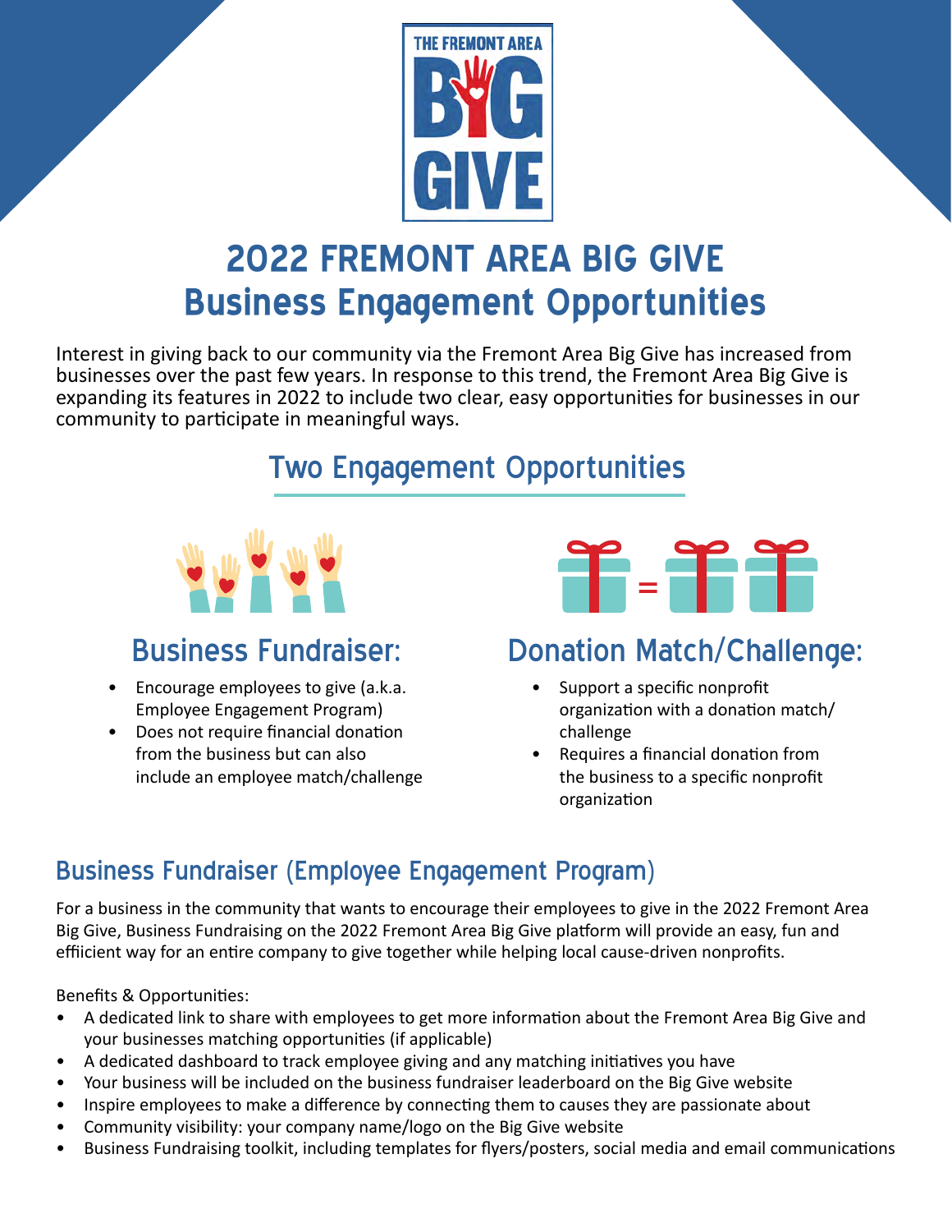# 2022 FREMONT AREA BIG GIVE Business Engagement Opportunities

Interest in giving back to our community via the Fremont Area Big Give has increased from businesses over the past few years. In response to this trend, the Fremont Area Big Give is expanding its features in 2022 to include two clear, easy opportunities for businesses in our community to participate in meaningful ways.

## Two Engagement Opportunities

### Business Fundraiser:

- Encourage employees to give (a.k.a. Employee Engagement Program)
- Does not require financial donation from the business but can also include an employee match/challenge

### Donation Match/Challenge:

- Support a specific nonprofit organization with a donation match/ challenge
- Requires a financial donation from the business to a specific nonprofit organization

## Business Fundraiser (Employee Engagement Program)

For a business in the community that wants to encourage their employees to give in the 2022 Fremont Area Big Give, Business Fundraising on the 2022 Fremont Area Big Give platform will provide an easy, fun and effiicient way for an entire company to give together while helping local cause-driven nonprofits.

Benefits & Opportunities:

- A dedicated link to share with employees to get more information about the Fremont Area Big Give and your businesses matching opportunities (if applicable)
- A dedicated dashboard to track employee giving and any matching initiatives you have
- Your business will be included on the business fundraiser leaderboard on the Big Give website
- Inspire employees to make a difference by connecting them to causes they are passionate about
- Community visibility: your company name/logo on the Big Give website
- Business Fundraising toolkit, including templates for flyers/posters, social media and email communications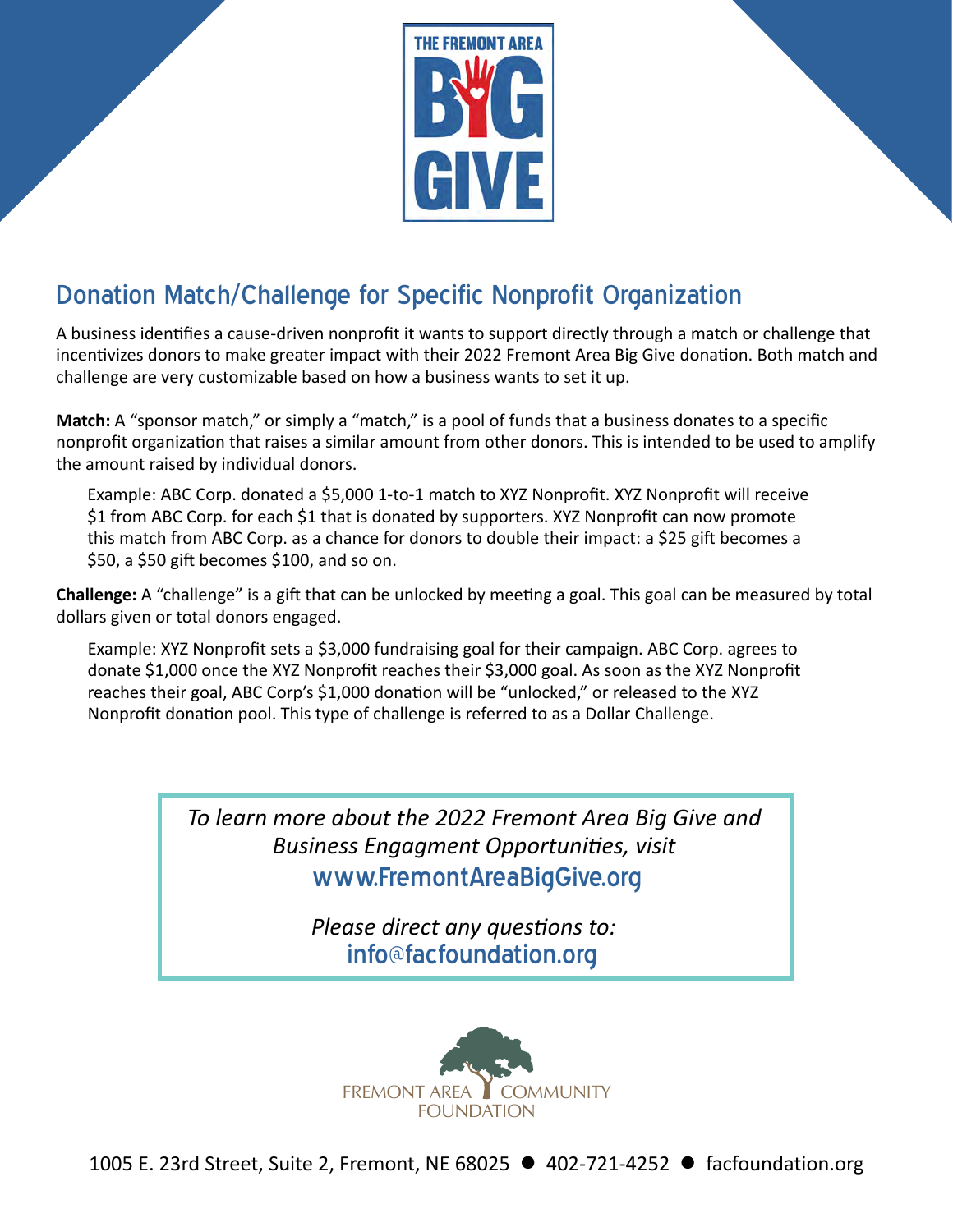THE FREMONT AREA BIG GIVE

## Donation Match/Challenge for Specific Nonprofit Organization

A business identifies a cause-driven nonprofit it wants to support directly through a match or challenge that incentivizes donors to make greater impact with their 2022 Fremont Area Big Give donation. Both match and challenge are very customizable based on how a business wants to set it up.

**Match:** A "sponsor match," or simply a "match," is a pool of funds that a business donates to a specific nonprofit organization that raises a similar amount from other donors. This is intended to be used to amplify the amount raised by individual donors.

> Example: ABC Corp. donated a $5,000 1-to-1 match to XYZ Nonprofit. XYZ Nonprofit will receive $1 from ABC Corp. for each $1 that is donated by supporters. XYZ Nonprofit can now promote this match from ABC Corp. as a chance for donors to double their impact: a $25 gift becomes a $50, a $50 gift becomes $100, and so on.

**Challenge:** A "challenge" is a gift that can be unlocked by meeting a goal. This goal can be measured by total dollars given or total donors engaged.

> Example: XYZ Nonprofit sets a $3,000 fundraising goal for their campaign. ABC Corp. agrees to donate $1,000 once the XYZ Nonprofit reaches their $3,000 goal. As soon as the XYZ Nonprofit reaches their goal, ABC Corp's $1,000 donation will be "unlocked," or released to the XYZ Nonprofit donation pool. This type of challenge is referred to as a Dollar Challenge.

*To learn more about the 2022 Fremont Area Big Give and Business Engagment Opportunities, visit*
www.FremontAreaBigGive.org

*Please direct any questions to:*
info@facfoundation.org

FREMONT AREA COMMUNITY FOUNDATION

1005 E. 23rd Street, Suite 2, Fremont, NE 68025 ● 402-721-4252 ● facfoundation.org